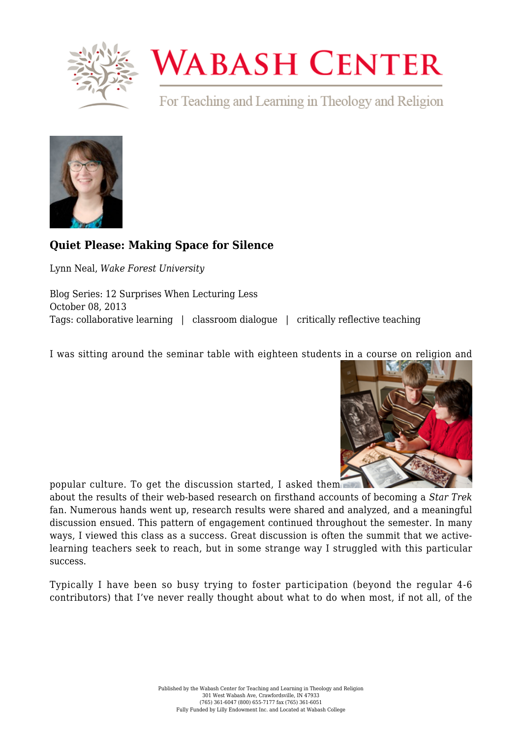# Quiet Please: Making Space for Silence

Lynn Neal, *Wake Forest University*

Blog Series: 12 Surprises When Lecturing Less
October 08, 2013
Tags: collaborative learning | classroom dialogue | critically reflective teaching

I was sitting around the seminar table with eighteen students in a course on religion and popular culture. To get the discussion started, I asked them about the results of their web-based research on firsthand accounts of becoming a *Star Trek* fan. Numerous hands went up, research results were shared and analyzed, and a meaningful discussion ensued. This pattern of engagement continued throughout the semester. In many ways, I viewed this class as a success. Great discussion is often the summit that we active-learning teachers seek to reach, but in some strange way I struggled with this particular success.

Typically I have been so busy trying to foster participation (beyond the regular 4-6 contributors) that I've never really thought about what to do when most, if not all, of the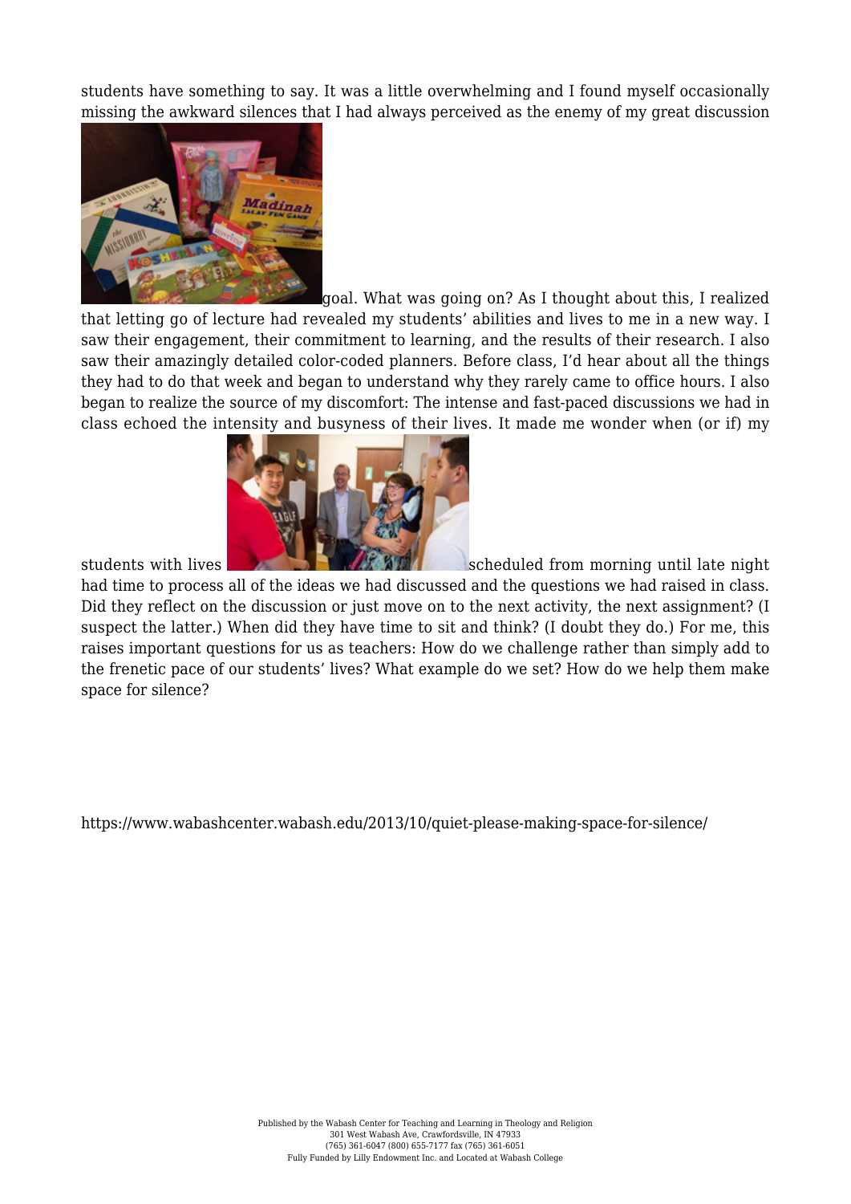students have something to say. It was a little overwhelming and I found myself occasionally missing the awkward silences that I had always perceived as the enemy of my great discussion goal. What was going on? As I thought about this, I realized that letting go of lecture had revealed my students' abilities and lives to me in a new way. I saw their engagement, their commitment to learning, and the results of their research. I also saw their amazingly detailed color-coded planners. Before class, I'd hear about all the things they had to do that week and began to understand why they rarely came to office hours. I also began to realize the source of my discomfort: The intense and fast-paced discussions we had in class echoed the intensity and busyness of their lives. It made me wonder when (or if) my students with lives scheduled from morning until late night had time to process all of the ideas we had discussed and the questions we had raised in class. Did they reflect on the discussion or just move on to the next activity, the next assignment? (I suspect the latter.) When did they have time to sit and think? (I doubt they do.) For me, this raises important questions for us as teachers: How do we challenge rather than simply add to the frenetic pace of our students' lives? What example do we set? How do we help them make space for silence?

https://www.wabashcenter.wabash.edu/2013/10/quiet-please-making-space-for-silence/